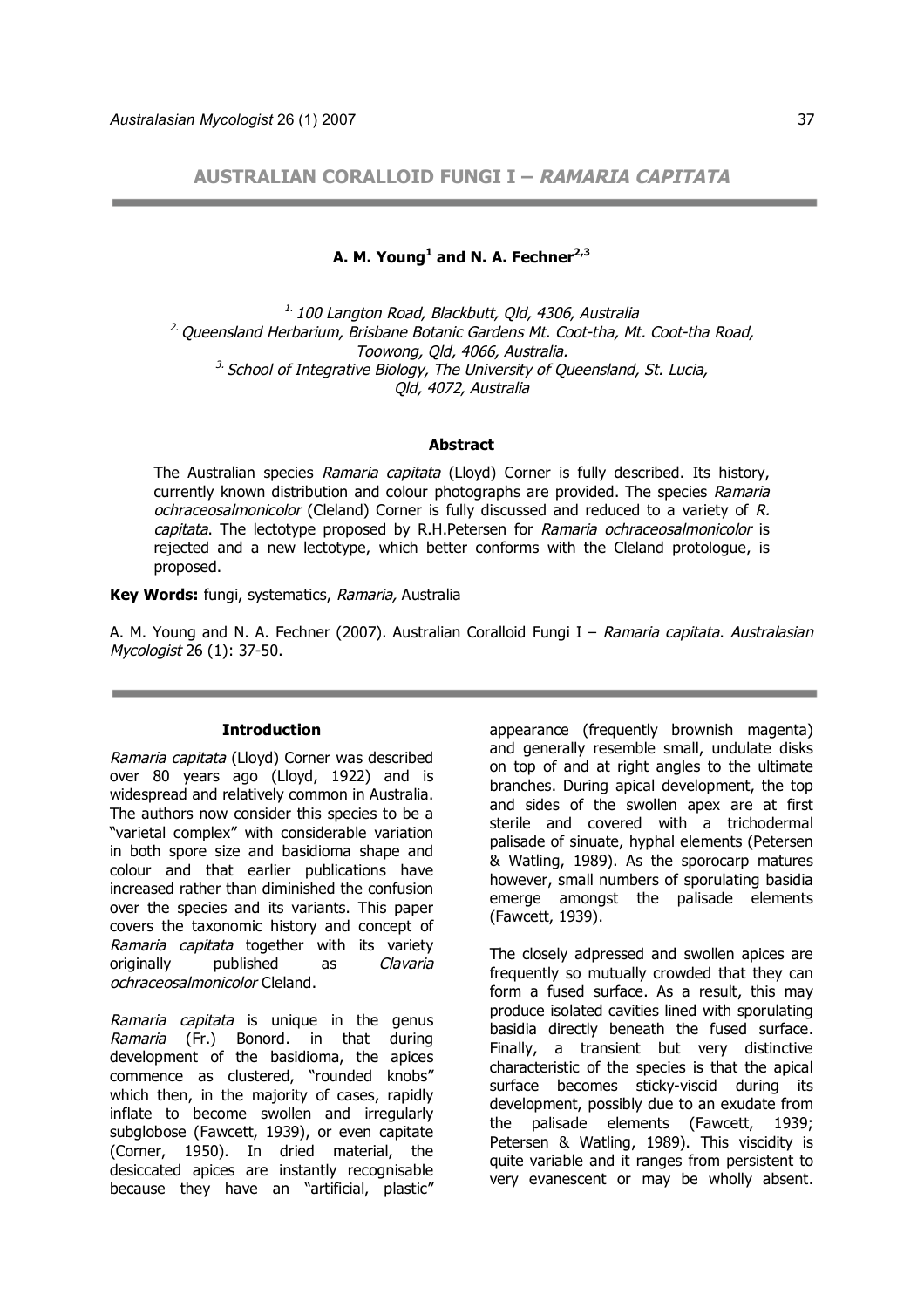# AUSTRALIAN CORALLOID FUNGI I – *RAMARIA CAPITATA*

**A. M. Young[1] and N. A. Fechner[2,3]**

*[1] 100 Langton Road, Blackbutt, Qld, 4306, Australia*
*[2] Queensland Herbarium, Brisbane Botanic Gardens Mt. Coot-tha, Mt. Coot-tha Road, Toowong, Qld, 4066, Australia.*
*[3] School of Integrative Biology, The University of Queensland, St. Lucia, Qld, 4072, Australia*

#### Abstract

The Australian species *Ramaria capitata* (Lloyd) Corner is fully described. Its history, currently known distribution and colour photographs are provided. The species *Ramaria ochraceosalmonicolor* (Cleland) Corner is fully discussed and reduced to a variety of *R. capitata*. The lectotype proposed by R.H.Petersen for *Ramaria ochraceosalmonicolor* is rejected and a new lectotype, which better conforms with the Cleland protologue, is proposed.

**Key Words:** fungi, systematics, *Ramaria,* Australia

A. M. Young and N. A. Fechner (2007). Australian Coralloid Fungi I – *Ramaria capitata*. *Australasian Mycologist* 26 (1): 37-50.

## Introduction

*Ramaria capitata* (Lloyd) Corner was described over 80 years ago (Lloyd, 1922) and is widespread and relatively common in Australia. The authors now consider this species to be a "varietal complex" with considerable variation in both spore size and basidioma shape and colour and that earlier publications have increased rather than diminished the confusion over the species and its variants. This paper covers the taxonomic history and concept of *Ramaria capitata* together with its variety originally published as *Clavaria ochraceosalmonicolor* Cleland.

*Ramaria capitata* is unique in the genus *Ramaria* (Fr.) Bonord. in that during development of the basidioma, the apices commence as clustered, "rounded knobs" which then, in the majority of cases, rapidly inflate to become swollen and irregularly subglobose (Fawcett, 1939), or even capitate (Corner, 1950). In dried material, the desiccated apices are instantly recognisable because they have an "artificial, plastic" appearance (frequently brownish magenta) and generally resemble small, undulate disks on top of and at right angles to the ultimate branches. During apical development, the top and sides of the swollen apex are at first sterile and covered with a trichodermal palisade of sinuate, hyphal elements (Petersen & Watling, 1989). As the sporocarp matures however, small numbers of sporulating basidia emerge amongst the palisade elements (Fawcett, 1939).

The closely adpressed and swollen apices are frequently so mutually crowded that they can form a fused surface. As a result, this may produce isolated cavities lined with sporulating basidia directly beneath the fused surface. Finally, a transient but very distinctive characteristic of the species is that the apical surface becomes sticky-viscid during its development, possibly due to an exudate from the palisade elements (Fawcett, 1939; Petersen & Watling, 1989). This viscidity is quite variable and it ranges from persistent to very evanescent or may be wholly absent.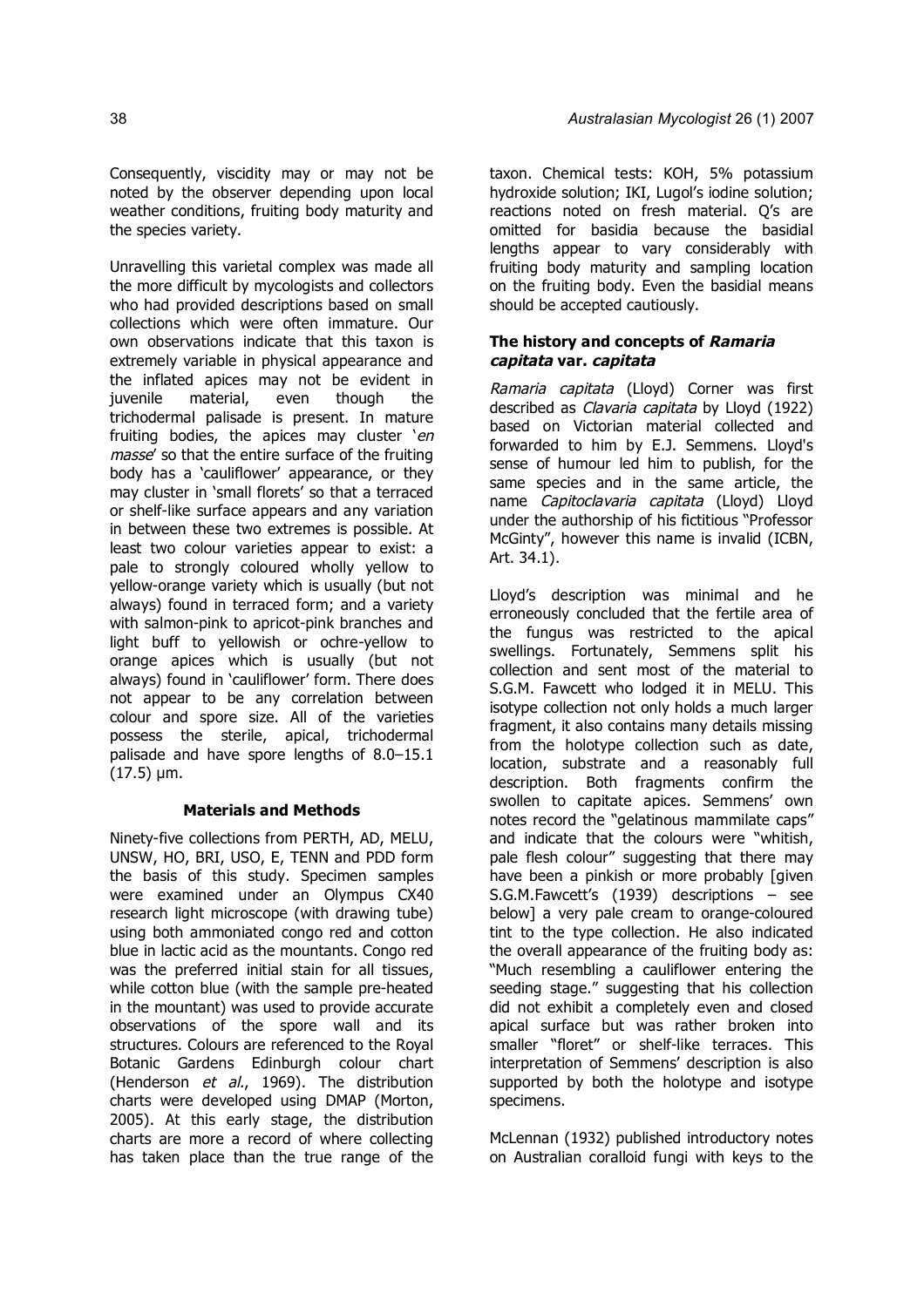Consequently, viscidity may or may not be noted by the observer depending upon local weather conditions, fruiting body maturity and the species variety.

Unravelling this varietal complex was made all the more difficult by mycologists and collectors who had provided descriptions based on small collections which were often immature. Our own observations indicate that this taxon is extremely variable in physical appearance and the inflated apices may not be evident in juvenile material, even though the trichodermal palisade is present. In mature fruiting bodies, the apices may cluster '*en masse*' so that the entire surface of the fruiting body has a 'cauliflower' appearance, or they may cluster in 'small florets' so that a terraced or shelf-like surface appears and any variation in between these two extremes is possible. At least two colour varieties appear to exist: a pale to strongly coloured wholly yellow to yellow-orange variety which is usually (but not always) found in terraced form; and a variety with salmon-pink to apricot-pink branches and light buff to yellowish or ochre-yellow to orange apices which is usually (but not always) found in 'cauliflower' form. There does not appear to be any correlation between colour and spore size. All of the varieties possess the sterile, apical, trichodermal palisade and have spore lengths of 8.0–15.1 (17.5) µm.

## Materials and Methods

Ninety-five collections from PERTH, AD, MELU, UNSW, HO, BRI, USO, E, TENN and PDD form the basis of this study. Specimen samples were examined under an Olympus CX40 research light microscope (with drawing tube) using both ammoniated congo red and cotton blue in lactic acid as the mountants. Congo red was the preferred initial stain for all tissues, while cotton blue (with the sample pre-heated in the mountant) was used to provide accurate observations of the spore wall and its structures. Colours are referenced to the Royal Botanic Gardens Edinburgh colour chart (Henderson *et al.*, 1969). The distribution charts were developed using DMAP (Morton, 2005). At this early stage, the distribution charts are more a record of where collecting has taken place than the true range of the taxon. Chemical tests: KOH, 5% potassium hydroxide solution; IKI, Lugol's iodine solution; reactions noted on fresh material. Q's are omitted for basidia because the basidial lengths appear to vary considerably with fruiting body maturity and sampling location on the fruiting body. Even the basidial means should be accepted cautiously.

## The history and concepts of *Ramaria capitata* var. *capitata*

*Ramaria capitata* (Lloyd) Corner was first described as *Clavaria capitata* by Lloyd (1922) based on Victorian material collected and forwarded to him by E.J. Semmens. Lloyd's sense of humour led him to publish, for the same species and in the same article, the name *Capitoclavaria capitata* (Lloyd) Lloyd under the authorship of his fictitious "Professor McGinty", however this name is invalid (ICBN, Art. 34.1).

Lloyd's description was minimal and he erroneously concluded that the fertile area of the fungus was restricted to the apical swellings. Fortunately, Semmens split his collection and sent most of the material to S.G.M. Fawcett who lodged it in MELU. This isotype collection not only holds a much larger fragment, it also contains many details missing from the holotype collection such as date, location, substrate and a reasonably full description. Both fragments confirm the swollen to capitate apices. Semmens' own notes record the "gelatinous mammilate caps" and indicate that the colours were "whitish, pale flesh colour" suggesting that there may have been a pinkish or more probably [given S.G.M.Fawcett's (1939) descriptions – see below] a very pale cream to orange-coloured tint to the type collection. He also indicated the overall appearance of the fruiting body as: "Much resembling a cauliflower entering the seeding stage." suggesting that his collection did not exhibit a completely even and closed apical surface but was rather broken into smaller "floret" or shelf-like terraces. This interpretation of Semmens' description is also supported by both the holotype and isotype specimens.

McLennan (1932) published introductory notes on Australian coralloid fungi with keys to the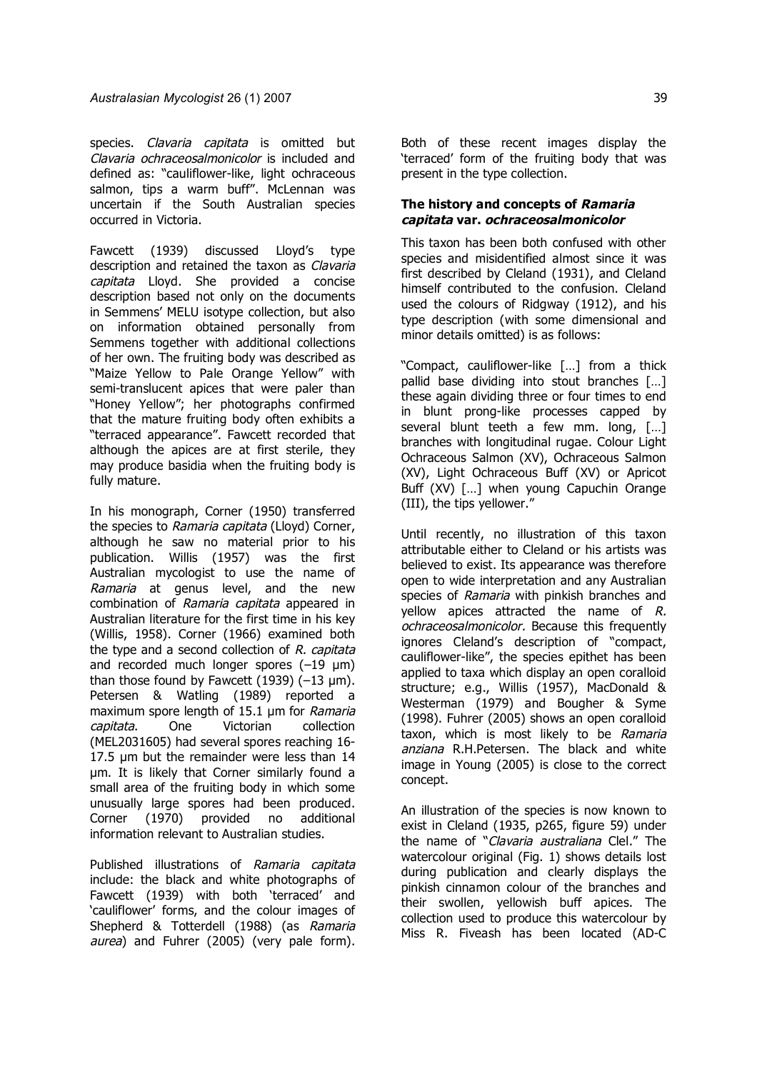species. *Clavaria capitata* is omitted but *Clavaria ochraceosalmonicolor* is included and defined as: "cauliflower-like, light ochraceous salmon, tips a warm buff". McLennan was uncertain if the South Australian species occurred in Victoria.

Fawcett (1939) discussed Lloyd's type description and retained the taxon as *Clavaria capitata* Lloyd. She provided a concise description based not only on the documents in Semmens' MELU isotype collection, but also on information obtained personally from Semmens together with additional collections of her own. The fruiting body was described as "Maize Yellow to Pale Orange Yellow" with semi-translucent apices that were paler than "Honey Yellow"; her photographs confirmed that the mature fruiting body often exhibits a "terraced appearance". Fawcett recorded that although the apices are at first sterile, they may produce basidia when the fruiting body is fully mature.

In his monograph, Corner (1950) transferred the species to *Ramaria capitata* (Lloyd) Corner, although he saw no material prior to his publication. Willis (1957) was the first Australian mycologist to use the name of *Ramaria* at genus level, and the new combination of *Ramaria capitata* appeared in Australian literature for the first time in his key (Willis, 1958). Corner (1966) examined both the type and a second collection of *R. capitata* and recorded much longer spores (–19 µm) than those found by Fawcett (1939) (–13 µm). Petersen & Watling (1989) reported a maximum spore length of 15.1 µm for *Ramaria capitata*. One Victorian collection (MEL2031605) had several spores reaching 16-17.5 µm but the remainder were less than 14 µm. It is likely that Corner similarly found a small area of the fruiting body in which some unusually large spores had been produced. Corner (1970) provided no additional information relevant to Australian studies.

Published illustrations of *Ramaria capitata* include: the black and white photographs of Fawcett (1939) with both 'terraced' and 'cauliflower' forms, and the colour images of Shepherd & Totterdell (1988) (as *Ramaria aurea*) and Fuhrer (2005) (very pale form). Both of these recent images display the 'terraced' form of the fruiting body that was present in the type collection.

### The history and concepts of *Ramaria capitata* var. *ochraceosalmonicolor*

This taxon has been both confused with other species and misidentified almost since it was first described by Cleland (1931), and Cleland himself contributed to the confusion. Cleland used the colours of Ridgway (1912), and his type description (with some dimensional and minor details omitted) is as follows:

"Compact, cauliflower-like […] from a thick pallid base dividing into stout branches […] these again dividing three or four times to end in blunt prong-like processes capped by several blunt teeth a few mm. long, […] branches with longitudinal rugae. Colour Light Ochraceous Salmon (XV), Ochraceous Salmon (XV), Light Ochraceous Buff (XV) or Apricot Buff (XV) […] when young Capuchin Orange (III), the tips yellower."

Until recently, no illustration of this taxon attributable either to Cleland or his artists was believed to exist. Its appearance was therefore open to wide interpretation and any Australian species of *Ramaria* with pinkish branches and yellow apices attracted the name of *R. ochraceosalmonicolor.* Because this frequently ignores Cleland's description of "compact, cauliflower-like", the species epithet has been applied to taxa which display an open coralloid structure; e.g., Willis (1957), MacDonald & Westerman (1979) and Bougher & Syme (1998). Fuhrer (2005) shows an open coralloid taxon, which is most likely to be *Ramaria anziana* R.H.Petersen. The black and white image in Young (2005) is close to the correct concept.

An illustration of the species is now known to exist in Cleland (1935, p265, figure 59) under the name of "*Clavaria australiana* Clel." The watercolour original (Fig. 1) shows details lost during publication and clearly displays the pinkish cinnamon colour of the branches and their swollen, yellowish buff apices. The collection used to produce this watercolour by Miss R. Fiveash has been located (AD-C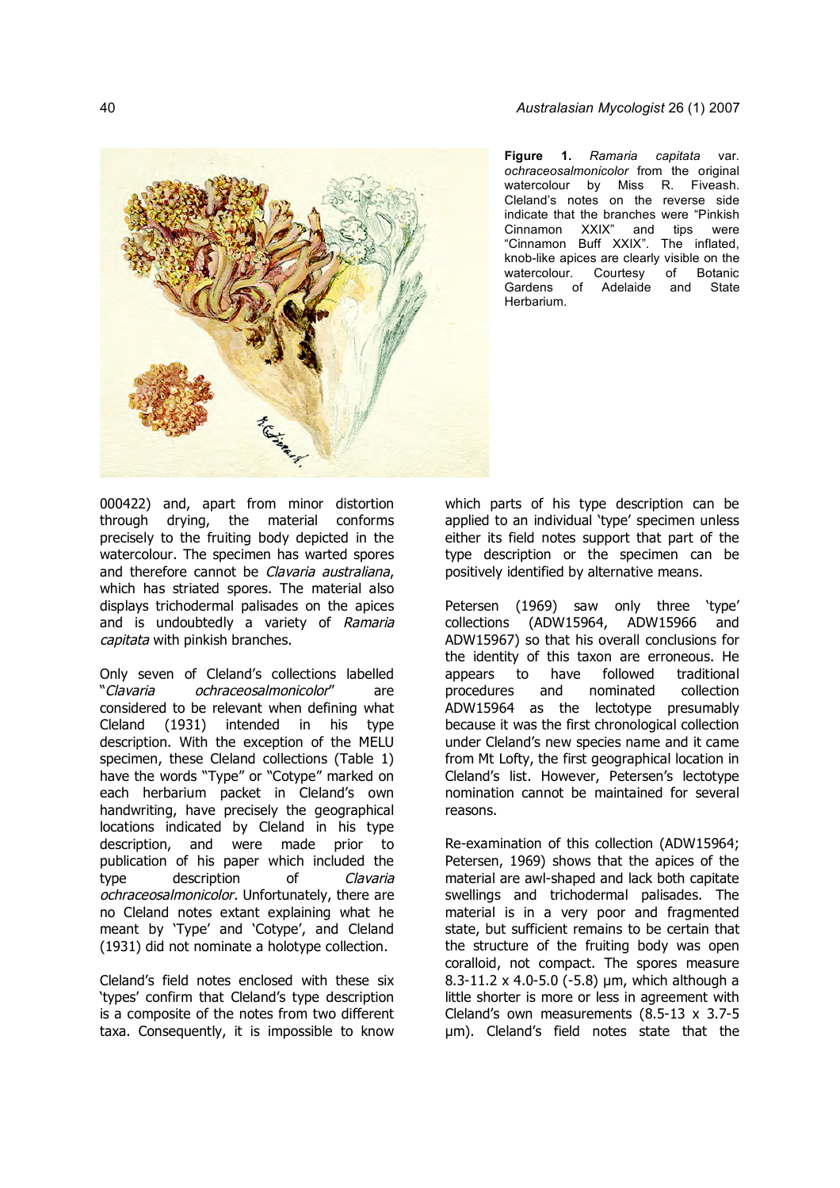**Figure 1.** *Ramaria capitata* var. *ochraceosalmonicolor* from the original watercolour by Miss R. Fiveash. Cleland's notes on the reverse side indicate that the branches were "Pinkish Cinnamon XXIX" and tips were "Cinnamon Buff XXIX". The inflated, knob-like apices are clearly visible on the watercolour. Courtesy of Botanic Gardens of Adelaide and State Herbarium.

000422) and, apart from minor distortion through drying, the material conforms precisely to the fruiting body depicted in the watercolour. The specimen has warted spores and therefore cannot be *Clavaria australiana*, which has striated spores. The material also displays trichodermal palisades on the apices and is undoubtedly a variety of *Ramaria capitata* with pinkish branches.

Only seven of Cleland's collections labelled "*Clavaria ochraceosalmonicolor*" are considered to be relevant when defining what Cleland (1931) intended in his type description. With the exception of the MELU specimen, these Cleland collections (Table 1) have the words "Type" or "Cotype" marked on each herbarium packet in Cleland's own handwriting, have precisely the geographical locations indicated by Cleland in his type description, and were made prior to publication of his paper which included the type description of *Clavaria ochraceosalmonicolor*. Unfortunately, there are no Cleland notes extant explaining what he meant by 'Type' and 'Cotype', and Cleland (1931) did not nominate a holotype collection.

Cleland's field notes enclosed with these six 'types' confirm that Cleland's type description is a composite of the notes from two different taxa. Consequently, it is impossible to know which parts of his type description can be applied to an individual 'type' specimen unless either its field notes support that part of the type description or the specimen can be positively identified by alternative means.

Petersen (1969) saw only three 'type' collections (ADW15964, ADW15966 and ADW15967) so that his overall conclusions for the identity of this taxon are erroneous. He appears to have followed traditional procedures and nominated collection ADW15964 as the lectotype presumably because it was the first chronological collection under Cleland's new species name and it came from Mt Lofty, the first geographical location in Cleland's list. However, Petersen's lectotype nomination cannot be maintained for several reasons.

Re-examination of this collection (ADW15964; Petersen, 1969) shows that the apices of the material are awl-shaped and lack both capitate swellings and trichodermal palisades. The material is in a very poor and fragmented state, but sufficient remains to be certain that the structure of the fruiting body was open coralloid, not compact. The spores measure 8.3-11.2 x 4.0-5.0 (-5.8) µm, which although a little shorter is more or less in agreement with Cleland's own measurements (8.5-13 x 3.7-5 µm). Cleland's field notes state that the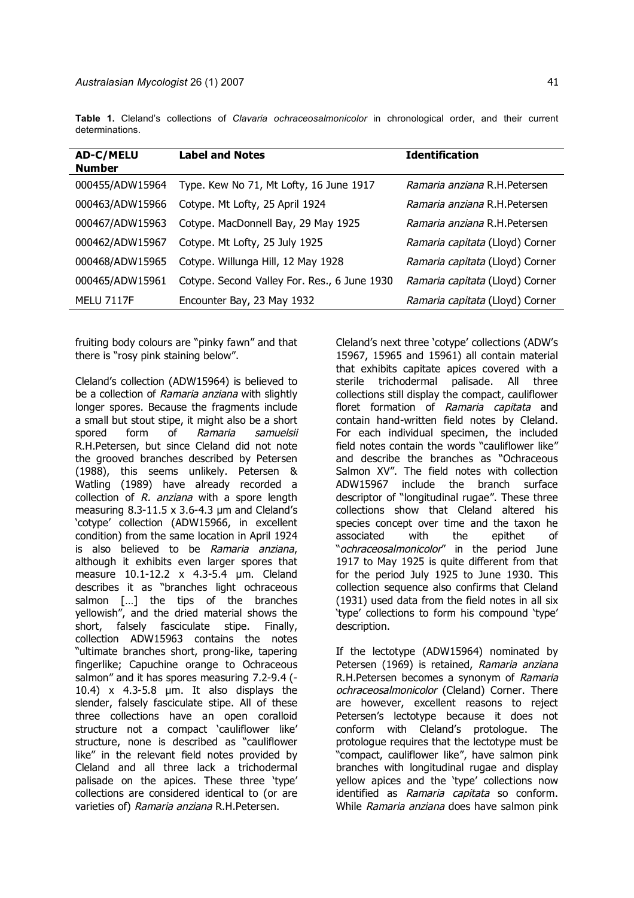**Table 1.** Cleland's collections of *Clavaria ochraceosalmonicolor* in chronological order, and their current determinations.

| AD-C/MELU Number | Label and Notes | Identification |
|---|---|---|
| 000455/ADW15964 | Type. Kew No 71, Mt Lofty, 16 June 1917 | *Ramaria anziana* R.H.Petersen |
| 000463/ADW15966 | Cotype. Mt Lofty, 25 April 1924 | *Ramaria anziana* R.H.Petersen |
| 000467/ADW15963 | Cotype. MacDonnell Bay, 29 May 1925 | *Ramaria anziana* R.H.Petersen |
| 000462/ADW15967 | Cotype. Mt Lofty, 25 July 1925 | *Ramaria capitata* (Lloyd) Corner |
| 000468/ADW15965 | Cotype. Willunga Hill, 12 May 1928 | *Ramaria capitata* (Lloyd) Corner |
| 000465/ADW15961 | Cotype. Second Valley For. Res., 6 June 1930 | *Ramaria capitata* (Lloyd) Corner |
| MELU 7117F | Encounter Bay, 23 May 1932 | *Ramaria capitata* (Lloyd) Corner |

fruiting body colours are "pinky fawn" and that there is "rosy pink staining below".

Cleland's collection (ADW15964) is believed to be a collection of *Ramaria anziana* with slightly longer spores. Because the fragments include a small but stout stipe, it might also be a short spored form of *Ramaria samuelsii* R.H.Petersen, but since Cleland did not note the grooved branches described by Petersen (1988), this seems unlikely. Petersen & Watling (1989) have already recorded a collection of *R. anziana* with a spore length measuring 8.3-11.5 x 3.6-4.3 µm and Cleland's 'cotype' collection (ADW15966, in excellent condition) from the same location in April 1924 is also believed to be *Ramaria anziana*, although it exhibits even larger spores that measure 10.1-12.2 x 4.3-5.4 µm. Cleland describes it as "branches light ochraceous salmon […] the tips of the branches yellowish", and the dried material shows the short, falsely fasciculate stipe. Finally, collection ADW15963 contains the notes "ultimate branches short, prong-like, tapering fingerlike; Capuchine orange to Ochraceous salmon" and it has spores measuring 7.2-9.4 (-10.4) x 4.3-5.8 µm. It also displays the slender, falsely fasciculate stipe. All of these three collections have an open coralloid structure not a compact 'cauliflower like' structure, none is described as "cauliflower like" in the relevant field notes provided by Cleland and all three lack a trichodermal palisade on the apices. These three 'type' collections are considered identical to (or are varieties of) *Ramaria anziana* R.H.Petersen.

Cleland's next three 'cotype' collections (ADW's 15967, 15965 and 15961) all contain material that exhibits capitate apices covered with a sterile trichodermal palisade. All three collections still display the compact, cauliflower floret formation of *Ramaria capitata* and contain hand-written field notes by Cleland. For each individual specimen, the included field notes contain the words "cauliflower like" and describe the branches as "Ochraceous Salmon XV". The field notes with collection ADW15967 include the branch surface descriptor of "longitudinal rugae". These three collections show that Cleland altered his species concept over time and the taxon he associated with the epithet of "*ochraceosalmonicolor*" in the period June 1917 to May 1925 is quite different from that for the period July 1925 to June 1930. This collection sequence also confirms that Cleland (1931) used data from the field notes in all six 'type' collections to form his compound 'type' description.

If the lectotype (ADW15964) nominated by Petersen (1969) is retained, *Ramaria anziana* R.H.Petersen becomes a synonym of *Ramaria ochraceosalmonicolor* (Cleland) Corner. There are however, excellent reasons to reject Petersen's lectotype because it does not conform with Cleland's protologue. The protologue requires that the lectotype must be "compact, cauliflower like", have salmon pink branches with longitudinal rugae and display yellow apices and the 'type' collections now identified as *Ramaria capitata* so conform. While *Ramaria anziana* does have salmon pink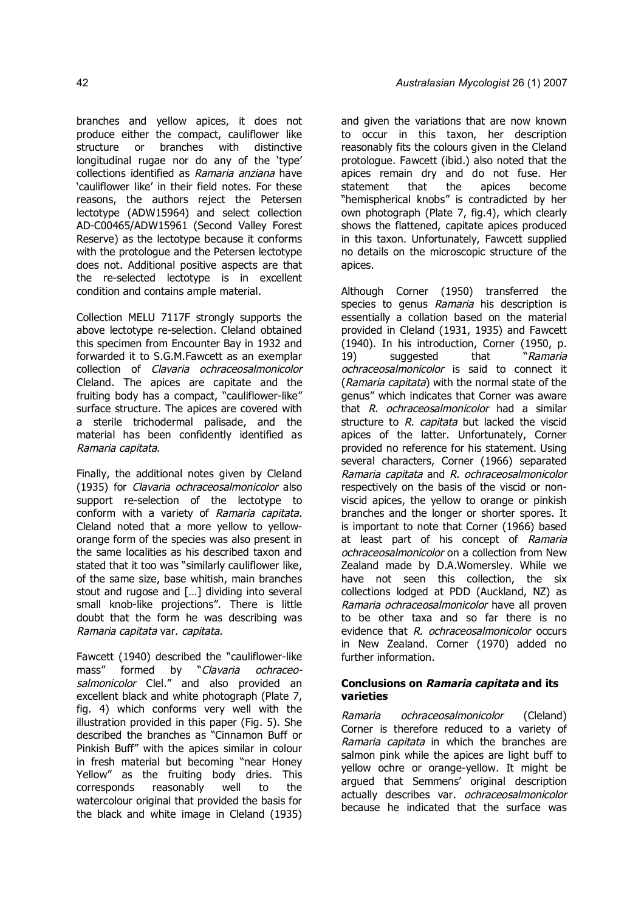branches and yellow apices, it does not produce either the compact, cauliflower like structure or branches with distinctive longitudinal rugae nor do any of the 'type' collections identified as *Ramaria anziana* have 'cauliflower like' in their field notes. For these reasons, the authors reject the Petersen lectotype (ADW15964) and select collection AD-C00465/ADW15961 (Second Valley Forest Reserve) as the lectotype because it conforms with the protologue and the Petersen lectotype does not. Additional positive aspects are that the re-selected lectotype is in excellent condition and contains ample material.

Collection MELU 7117F strongly supports the above lectotype re-selection. Cleland obtained this specimen from Encounter Bay in 1932 and forwarded it to S.G.M.Fawcett as an exemplar collection of *Clavaria ochraceosalmonicolor* Cleland. The apices are capitate and the fruiting body has a compact, "cauliflower-like" surface structure. The apices are covered with a sterile trichodermal palisade, and the material has been confidently identified as *Ramaria capitata*.

Finally, the additional notes given by Cleland (1935) for *Clavaria ochraceosalmonicolor* also support re-selection of the lectotype to conform with a variety of *Ramaria capitata*. Cleland noted that a more yellow to yellow-orange form of the species was also present in the same localities as his described taxon and stated that it too was "similarly cauliflower like, of the same size, base whitish, main branches stout and rugose and […] dividing into several small knob-like projections". There is little doubt that the form he was describing was *Ramaria capitata* var. *capitata*.

Fawcett (1940) described the "cauliflower-like mass" formed by "*Clavaria ochraceo-salmonicolor* Clel." and also provided an excellent black and white photograph (Plate 7, fig. 4) which conforms very well with the illustration provided in this paper (Fig. 5). She described the branches as "Cinnamon Buff or Pinkish Buff" with the apices similar in colour in fresh material but becoming "near Honey Yellow" as the fruiting body dries. This corresponds reasonably well to the watercolour original that provided the basis for the black and white image in Cleland (1935) and given the variations that are now known to occur in this taxon, her description reasonably fits the colours given in the Cleland protologue. Fawcett (ibid.) also noted that the apices remain dry and do not fuse. Her statement that the apices become "hemispherical knobs" is contradicted by her own photograph (Plate 7, fig.4), which clearly shows the flattened, capitate apices produced in this taxon. Unfortunately, Fawcett supplied no details on the microscopic structure of the apices.

Although Corner (1950) transferred the species to genus *Ramaria* his description is essentially a collation based on the material provided in Cleland (1931, 1935) and Fawcett (1940). In his introduction, Corner (1950, p. 19) suggested that "*Ramaria ochraceosalmonicolor* is said to connect it (*Ramaria capitata*) with the normal state of the genus" which indicates that Corner was aware that *R. ochraceosalmonicolor* had a similar structure to *R. capitata* but lacked the viscid apices of the latter. Unfortunately, Corner provided no reference for his statement. Using several characters, Corner (1966) separated *Ramaria capitata* and *R. ochraceosalmonicolor* respectively on the basis of the viscid or non-viscid apices, the yellow to orange or pinkish branches and the longer or shorter spores. It is important to note that Corner (1966) based at least part of his concept of *Ramaria ochraceosalmonicolor* on a collection from New Zealand made by D.A.Womersley. While we have not seen this collection, the six collections lodged at PDD (Auckland, NZ) as *Ramaria ochraceosalmonicolor* have all proven to be other taxa and so far there is no evidence that *R. ochraceosalmonicolor* occurs in New Zealand. Corner (1970) added no further information.

### Conclusions on *Ramaria capitata* and its varieties

*Ramaria ochraceosalmonicolor* (Cleland) Corner is therefore reduced to a variety of *Ramaria capitata* in which the branches are salmon pink while the apices are light buff to yellow ochre or orange-yellow. It might be argued that Semmens' original description actually describes var. *ochraceosalmonicolor* because he indicated that the surface was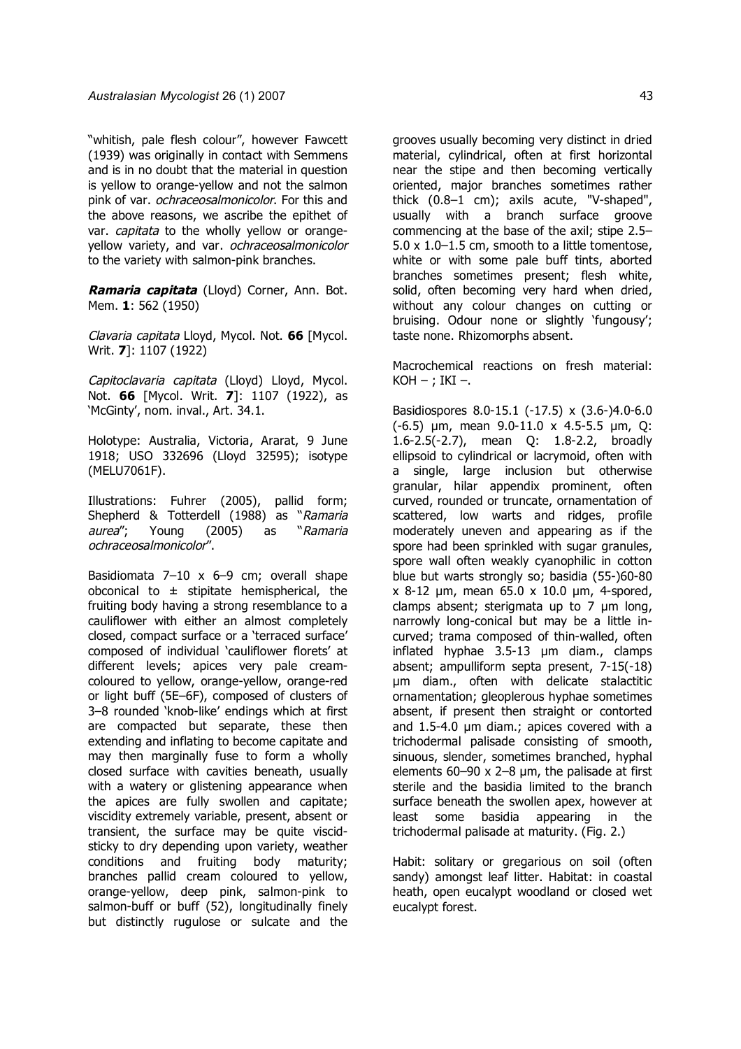"whitish, pale flesh colour", however Fawcett (1939) was originally in contact with Semmens and is in no doubt that the material in question is yellow to orange-yellow and not the salmon pink of var. *ochraceosalmonicolor*. For this and the above reasons, we ascribe the epithet of var. *capitata* to the wholly yellow or orange-yellow variety, and var. *ochraceosalmonicolor* to the variety with salmon-pink branches.

***Ramaria capitata*** (Lloyd) Corner, Ann. Bot. Mem. **1**: 562 (1950)

*Clavaria capitata* Lloyd, Mycol. Not. **66** [Mycol. Writ. **7**]: 1107 (1922)

*Capitoclavaria capitata* (Lloyd) Lloyd, Mycol. Not. **66** [Mycol. Writ. **7**]: 1107 (1922), as 'McGinty', nom. inval., Art. 34.1.

Holotype: Australia, Victoria, Ararat, 9 June 1918; USO 332696 (Lloyd 32595); isotype (MELU7061F).

Illustrations: Fuhrer (2005), pallid form; Shepherd & Totterdell (1988) as "*Ramaria aurea*"; Young (2005) as "*Ramaria ochraceosalmonicolor*".

Basidiomata 7–10 x 6–9 cm; overall shape obconical to ± stipitate hemispherical, the fruiting body having a strong resemblance to a cauliflower with either an almost completely closed, compact surface or a 'terraced surface' composed of individual 'cauliflower florets' at different levels; apices very pale cream-coloured to yellow, orange-yellow, orange-red or light buff (5E–6F), composed of clusters of 3–8 rounded 'knob-like' endings which at first are compacted but separate, these then extending and inflating to become capitate and may then marginally fuse to form a wholly closed surface with cavities beneath, usually with a watery or glistening appearance when the apices are fully swollen and capitate; viscidity extremely variable, present, absent or transient, the surface may be quite viscid-sticky to dry depending upon variety, weather conditions and fruiting body maturity; branches pallid cream coloured to yellow, orange-yellow, deep pink, salmon-pink to salmon-buff or buff (52), longitudinally finely but distinctly rugulose or sulcate and the grooves usually becoming very distinct in dried material, cylindrical, often at first horizontal near the stipe and then becoming vertically oriented, major branches sometimes rather thick (0.8–1 cm); axils acute, "V-shaped", usually with a branch surface groove commencing at the base of the axil; stipe 2.5–5.0 x 1.0–1.5 cm, smooth to a little tomentose, white or with some pale buff tints, aborted branches sometimes present; flesh white, solid, often becoming very hard when dried, without any colour changes on cutting or bruising. Odour none or slightly 'fungousy'; taste none. Rhizomorphs absent.

Macrochemical reactions on fresh material: KOH – ; IKI –.

Basidiospores 8.0-15.1 (-17.5) x (3.6-)4.0-6.0 (-6.5) µm, mean 9.0-11.0 x 4.5-5.5 µm, Q: 1.6-2.5(-2.7), mean Q: 1.8-2.2, broadly ellipsoid to cylindrical or lacrymoid, often with a single, large inclusion but otherwise granular, hilar appendix prominent, often curved, rounded or truncate, ornamentation of scattered, low warts and ridges, profile moderately uneven and appearing as if the spore had been sprinkled with sugar granules, spore wall often weakly cyanophilic in cotton blue but warts strongly so; basidia (55-)60-80 x 8-12 µm, mean 65.0 x 10.0 µm, 4-spored, clamps absent; sterigmata up to 7 µm long, narrowly long-conical but may be a little in-curved; trama composed of thin-walled, often inflated hyphae 3.5-13 µm diam., clamps absent; ampulliform septa present, 7-15(-18) µm diam., often with delicate stalactitic ornamentation; gleoplerous hyphae sometimes absent, if present then straight or contorted and 1.5-4.0 µm diam.; apices covered with a trichodermal palisade consisting of smooth, sinuous, slender, sometimes branched, hyphal elements 60–90 x 2–8 µm, the palisade at first sterile and the basidia limited to the branch surface beneath the swollen apex, however at least some basidia appearing in the trichodermal palisade at maturity. (Fig. 2.)

Habit: solitary or gregarious on soil (often sandy) amongst leaf litter. Habitat: in coastal heath, open eucalypt woodland or closed wet eucalypt forest.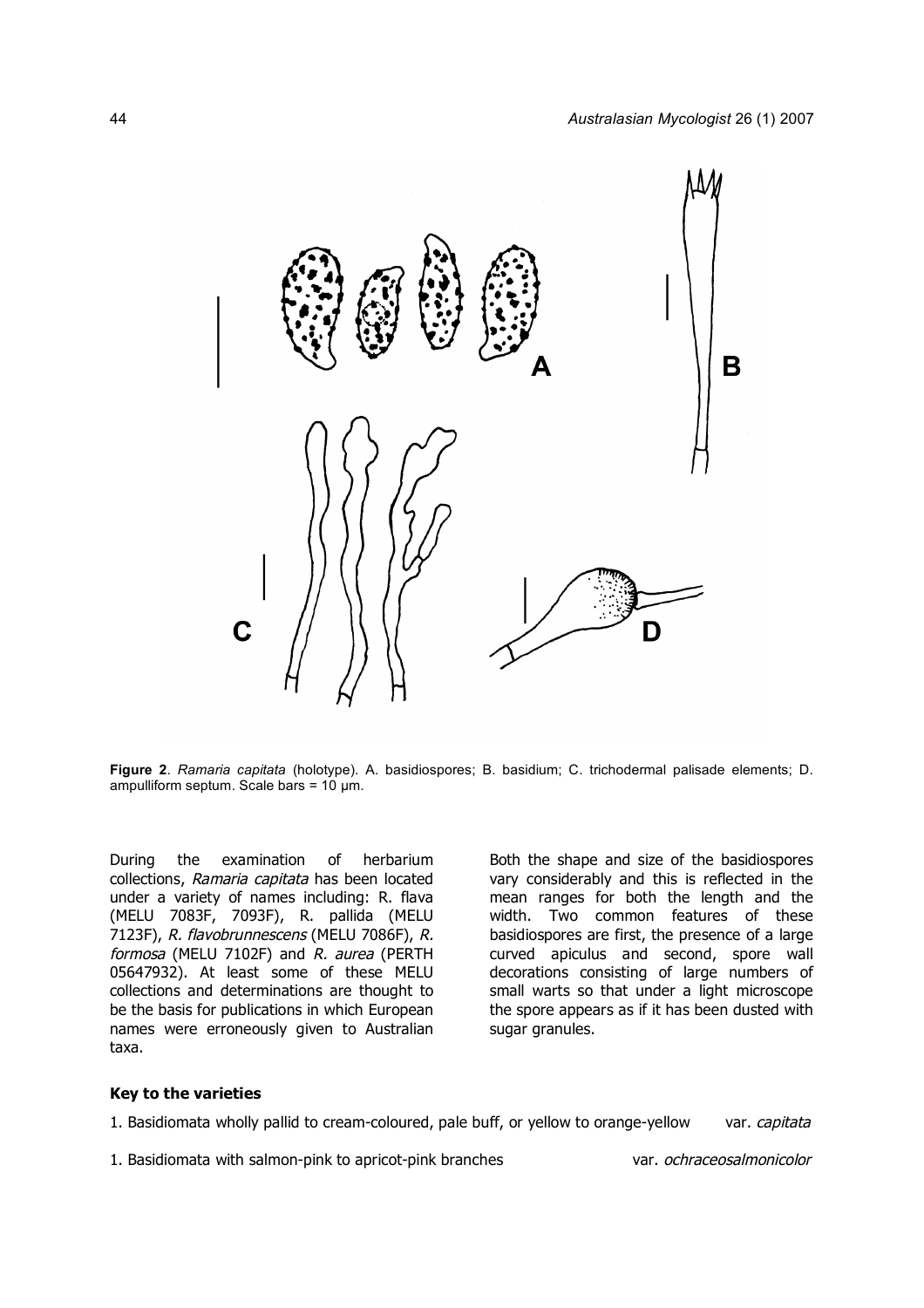**Figure 2**. *Ramaria capitata* (holotype). A. basidiospores; B. basidium; C. trichodermal palisade elements; D. ampulliform septum. Scale bars = 10 µm.

During the examination of herbarium collections, *Ramaria capitata* has been located under a variety of names including: R. flava (MELU 7083F, 7093F), R. pallida (MELU 7123F), *R. flavobrunnescens* (MELU 7086F), *R. formosa* (MELU 7102F) and *R. aurea* (PERTH 05647932). At least some of these MELU collections and determinations are thought to be the basis for publications in which European names were erroneously given to Australian taxa.

Both the shape and size of the basidiospores vary considerably and this is reflected in the mean ranges for both the length and the width. Two common features of these basidiospores are first, the presence of a large curved apiculus and second, spore wall decorations consisting of large numbers of small warts so that under a light microscope the spore appears as if it has been dusted with sugar granules.

**Key to the varieties**

1. Basidiomata wholly pallid to cream-coloured, pale buff, or yellow to orange-yellow var. *capitata*

1. Basidiomata with salmon-pink to apricot-pink branches var. *ochraceosalmonicolor*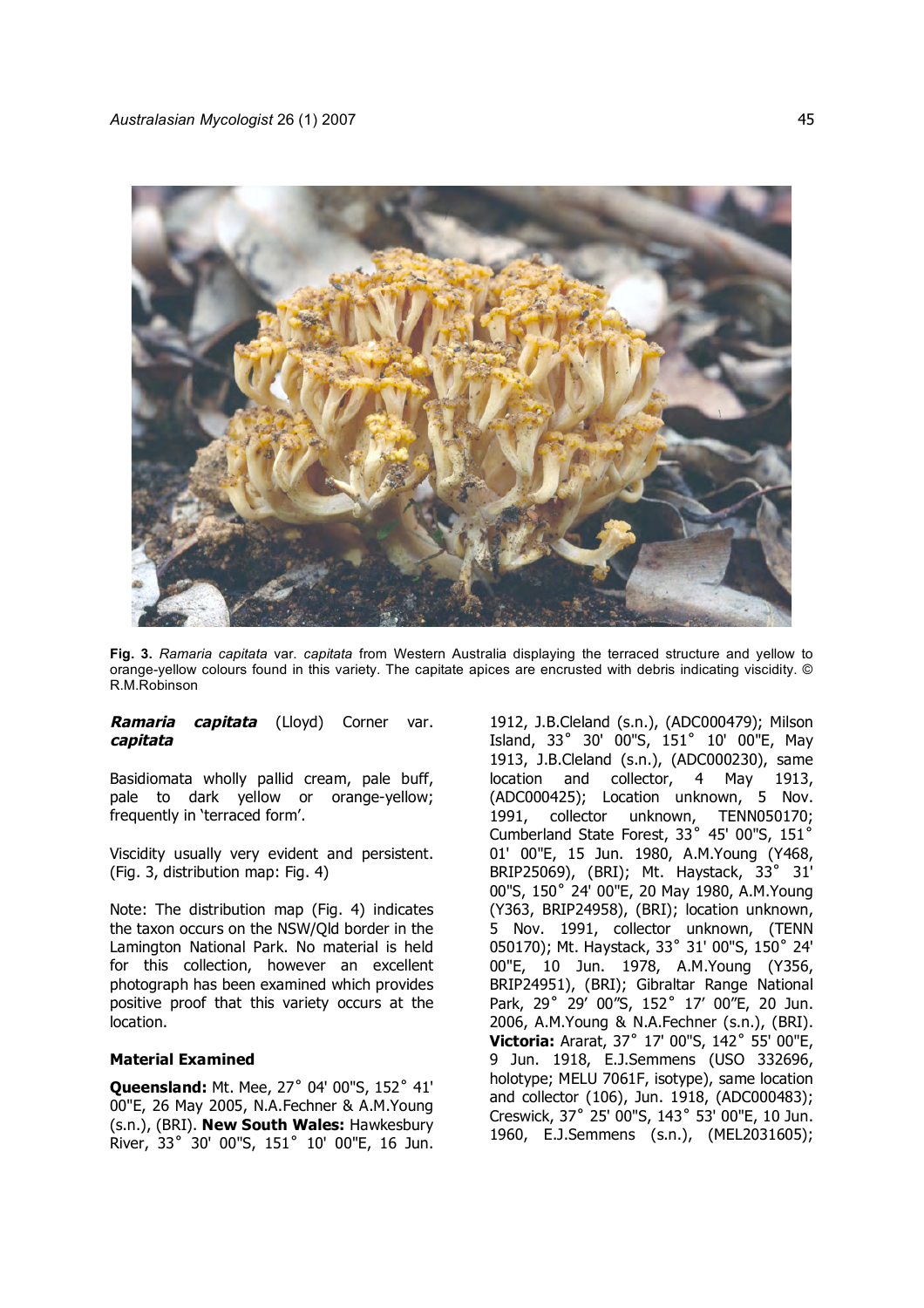**Fig. 3.** *Ramaria capitata* var. *capitata* from Western Australia displaying the terraced structure and yellow to orange-yellow colours found in this variety. The capitate apices are encrusted with debris indicating viscidity. © R.M.Robinson

***Ramaria capitata*** (Lloyd) Corner var. ***capitata***

Basidiomata wholly pallid cream, pale buff, pale to dark yellow or orange-yellow; frequently in 'terraced form'.

Viscidity usually very evident and persistent. (Fig. 3, distribution map: Fig. 4)

Note: The distribution map (Fig. 4) indicates the taxon occurs on the NSW/Qld border in the Lamington National Park. No material is held for this collection, however an excellent photograph has been examined which provides positive proof that this variety occurs at the location.

**Material Examined**

**Queensland:** Mt. Mee, 27˚ 04' 00"S, 152˚ 41' 00"E, 26 May 2005, N.A.Fechner & A.M.Young (s.n.), (BRI). **New South Wales:** Hawkesbury River, 33˚ 30' 00"S, 151˚ 10' 00"E, 16 Jun. 1912, J.B.Cleland (s.n.), (ADC000479); Milson Island, 33˚ 30' 00"S, 151˚ 10' 00"E, May 1913, J.B.Cleland (s.n.), (ADC000230), same location and collector, 4 May 1913, (ADC000425); Location unknown, 5 Nov. 1991, collector unknown, TENN050170; Cumberland State Forest, 33˚ 45' 00"S, 151˚ 01' 00"E, 15 Jun. 1980, A.M.Young (Y468, BRIP25069), (BRI); Mt. Haystack, 33˚ 31' 00"S, 150˚ 24' 00"E, 20 May 1980, A.M.Young (Y363, BRIP24958), (BRI); location unknown, 5 Nov. 1991, collector unknown, (TENN 050170); Mt. Haystack, 33˚ 31' 00"S, 150˚ 24' 00"E, 10 Jun. 1978, A.M.Young (Y356, BRIP24951), (BRI); Gibraltar Range National Park, 29˚ 29′ 00″S, 152˚ 17′ 00″E, 20 Jun. 2006, A.M.Young & N.A.Fechner (s.n.), (BRI). **Victoria:** Ararat, 37˚ 17' 00"S, 142˚ 55' 00"E, 9 Jun. 1918, E.J.Semmens (USO 332696, holotype; MELU 7061F, isotype), same location and collector (106), Jun. 1918, (ADC000483); Creswick, 37˚ 25' 00"S, 143˚ 53' 00"E, 10 Jun. 1960, E.J.Semmens (s.n.), (MEL2031605);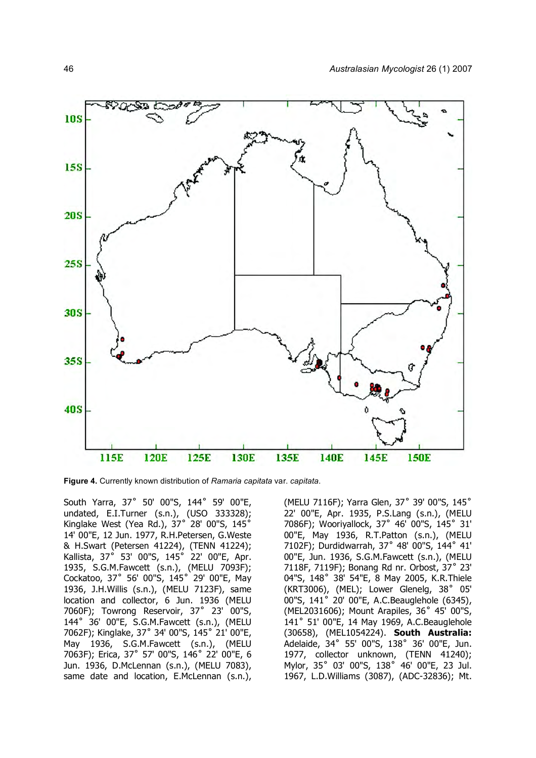**Figure 4.** Currently known distribution of *Ramaria capitata* var. *capitata*.

South Yarra, 37° 50' 00"S, 144° 59' 00"E, undated, E.I.Turner (s.n.), (USO 333328); Kinglake West (Yea Rd.), 37° 28' 00"S, 145° 14' 00"E, 12 Jun. 1977, R.H.Petersen, G.Weste & H.Swart (Petersen 41224), (TENN 41224); Kallista, 37° 53' 00"S, 145° 22' 00"E, Apr. 1935, S.G.M.Fawcett (s.n.), (MELU 7093F); Cockatoo, 37° 56' 00"S, 145° 29' 00"E, May 1936, J.H.Willis (s.n.), (MELU 7123F), same location and collector, 6 Jun. 1936 (MELU 7060F); Towrong Reservoir, 37° 23' 00"S, 144° 36' 00"E, S.G.M.Fawcett (s.n.), (MELU 7062F); Kinglake, 37° 34' 00"S, 145° 21' 00"E, May 1936, S.G.M.Fawcett (s.n.), (MELU 7063F); Erica, 37° 57' 00"S, 146° 22' 00"E, 6 Jun. 1936, D.McLennan (s.n.), (MELU 7083), same date and location, E.McLennan (s.n.), (MELU 7116F); Yarra Glen, 37° 39' 00"S, 145° 22' 00"E, Apr. 1935, P.S.Lang (s.n.), (MELU 7086F); Wooriyallock, 37° 46' 00"S, 145° 31' 00"E, May 1936, R.T.Patton (s.n.), (MELU 7102F); Durdidwarrah, 37° 48' 00"S, 144° 41' 00"E, Jun. 1936, S.G.M.Fawcett (s.n.), (MELU 7118F, 7119F); Bonang Rd nr. Orbost, 37° 23' 04"S, 148° 38' 54"E, 8 May 2005, K.R.Thiele (KRT3006), (MEL); Lower Glenelg, 38° 05' 00"S, 141° 20' 00"E, A.C.Beauglehole (6345), (MEL2031606); Mount Arapiles, 36° 45' 00"S, 141° 51' 00"E, 14 May 1969, A.C.Beauglehole (30658), (MEL1054224). **South Australia:** Adelaide, 34° 55' 00"S, 138° 36' 00"E, Jun. 1977, collector unknown, (TENN 41240); Mylor, 35° 03' 00"S, 138° 46' 00"E, 23 Jul. 1967, L.D.Williams (3087), (ADC-32836); Mt.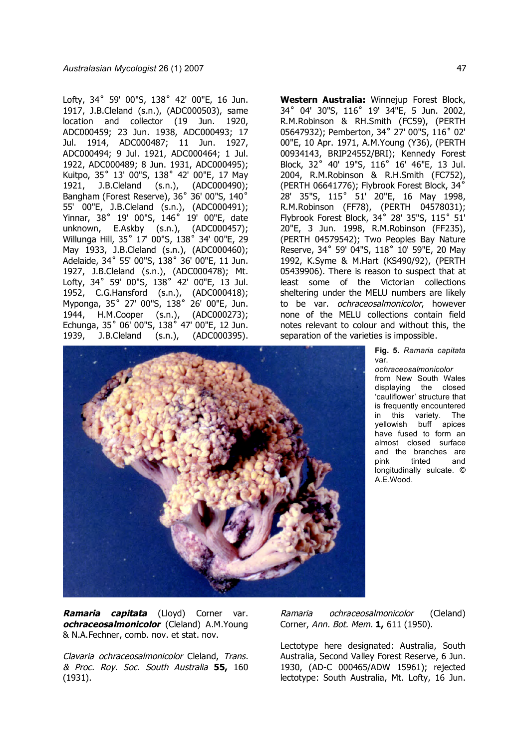Lofty, 34° 59' 00"S, 138° 42' 00"E, 16 Jun. 1917, J.B.Cleland (s.n.), (ADC000503), same location and collector (19 Jun. 1920, ADC000459; 23 Jun. 1938, ADC000493; 17 Jul. 1914, ADC000487; 11 Jun. 1927, ADC000494; 9 Jul. 1921, ADC000464; 1 Jul. 1922, ADC000489; 8 Jun. 1931, ADC000495); Kuitpo, 35° 13' 00"S, 138° 42' 00"E, 17 May 1921, J.B.Cleland (s.n.), (ADC000490); Bangham (Forest Reserve), 36° 36' 00"S, 140° 55' 00"E, J.B.Cleland (s.n.), (ADC000491); Yinnar, 38° 19' 00"S, 146° 19' 00"E, date unknown, E.Askby (s.n.), (ADC000457); Willunga Hill, 35° 17' 00"S, 138° 34' 00"E, 29 May 1933, J.B.Cleland (s.n.), (ADC000460); Adelaide, 34° 55' 00"S, 138° 36' 00"E, 11 Jun. 1927, J.B.Cleland (s.n.), (ADC000478); Mt. Lofty, 34° 59' 00"S, 138° 42' 00"E, 13 Jul. 1952, C.G.Hansford (s.n.), (ADC000418); Myponga, 35° 27' 00"S, 138° 26' 00"E, Jun. 1944, H.M.Cooper (s.n.), (ADC000273); Echunga, 35° 06' 00"S, 138° 47' 00"E, 12 Jun. 1939, J.B.Cleland (s.n.), (ADC000395).

**Western Australia:** Winnejup Forest Block, 34° 04' 30"S, 116° 19' 34"E, 5 Jun. 2002, R.M.Robinson & RH.Smith (FC59), (PERTH 05647932); Pemberton, 34° 27' 00"S, 116° 02' 00"E, 10 Apr. 1971, A.M.Young (Y36), (PERTH 00934143, BRIP24552/BRI); Kennedy Forest Block, 32° 40' 19"S, 116° 16' 46"E, 13 Jul. 2004, R.M.Robinson & R.H.Smith (FC752), (PERTH 06641776); Flybrook Forest Block, 34° 28' 35"S, 115° 51' 20"E, 16 May 1998, R.M.Robinson (FF78), (PERTH 04578031); Flybrook Forest Block, 34° 28' 35"S, 115° 51' 20"E, 3 Jun. 1998, R.M.Robinson (FF235), (PERTH 04579542); Two Peoples Bay Nature Reserve, 34° 59' 04"S, 118° 10' 59"E, 20 May 1992, K.Syme & M.Hart (KS490/92), (PERTH 05439906). There is reason to suspect that at least some of the Victorian collections sheltering under the MELU numbers are likely to be var. *ochraceosalmonicolor*, however none of the MELU collections contain field notes relevant to colour and without this, the separation of the varieties is impossible.

**Fig. 5.** *Ramaria capitata* var. *ochraceosalmonicolor* from New South Wales displaying the closed 'cauliflower' structure that is frequently encountered in this variety. The yellowish buff apices have fused to form an almost closed surface and the branches are pink tinted and longitudinally sulcate. © A.E.Wood.

***Ramaria capitata*** (Lloyd) Corner var. ***ochraceosalmonicolor*** (Cleland) A.M.Young & N.A.Fechner, comb. nov. et stat. nov.

*Clavaria ochraceosalmonicolor* Cleland, *Trans. & Proc. Roy. Soc. South Australia* **55,** 160 (1931).

*Ramaria ochraceosalmonicolor* (Cleland) Corner, *Ann. Bot. Mem.* **1,** 611 (1950).

Lectotype here designated: Australia, South Australia, Second Valley Forest Reserve, 6 Jun. 1930, (AD-C 000465/ADW 15961); rejected lectotype: South Australia, Mt. Lofty, 16 Jun.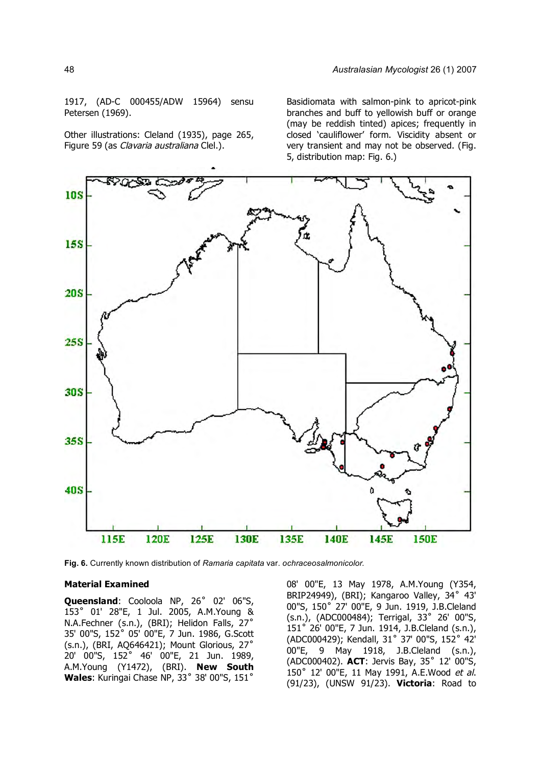1917, (AD-C 000455/ADW 15964) sensu Petersen (1969).

Other illustrations: Cleland (1935), page 265, Figure 59 (as *Clavaria australiana* Clel.).

Basidiomata with salmon-pink to apricot-pink branches and buff to yellowish buff or orange (may be reddish tinted) apices; frequently in closed 'cauliflower' form. Viscidity absent or very transient and may not be observed. (Fig. 5, distribution map: Fig. 6.)

**Fig. 6.** Currently known distribution of *Ramaria capitata* var. *ochraceosalmonicolor.*

## Material Examined

**Queensland**: Cooloola NP, 26° 02' 06"S, 153° 01' 28"E, 1 Jul. 2005, A.M.Young & N.A.Fechner (s.n.), (BRI); Helidon Falls, 27° 35' 00"S, 152° 05' 00"E, 7 Jun. 1986, G.Scott (s.n.), (BRI, AQ646421); Mount Glorious, 27° 20' 00"S, 152° 46' 00"E, 21 Jun. 1989, A.M.Young (Y1472), (BRI). **New South Wales**: Kuringai Chase NP, 33° 38' 00"S, 151° 08' 00"E, 13 May 1978, A.M.Young (Y354, BRIP24949), (BRI); Kangaroo Valley, 34° 43' 00"S, 150° 27' 00"E, 9 Jun. 1919, J.B.Cleland (s.n.), (ADC000484); Terrigal, 33° 26' 00"S, 151° 26' 00"E, 7 Jun. 1914, J.B.Cleland (s.n.), (ADC000429); Kendall, 31° 37' 00"S, 152° 42' 00"E, 9 May 1918, J.B.Cleland (s.n.), (ADC000402). **ACT**: Jervis Bay, 35° 12' 00"S, 150° 12' 00"E, 11 May 1991, A.E.Wood *et al*. (91/23), (UNSW 91/23). **Victoria**: Road to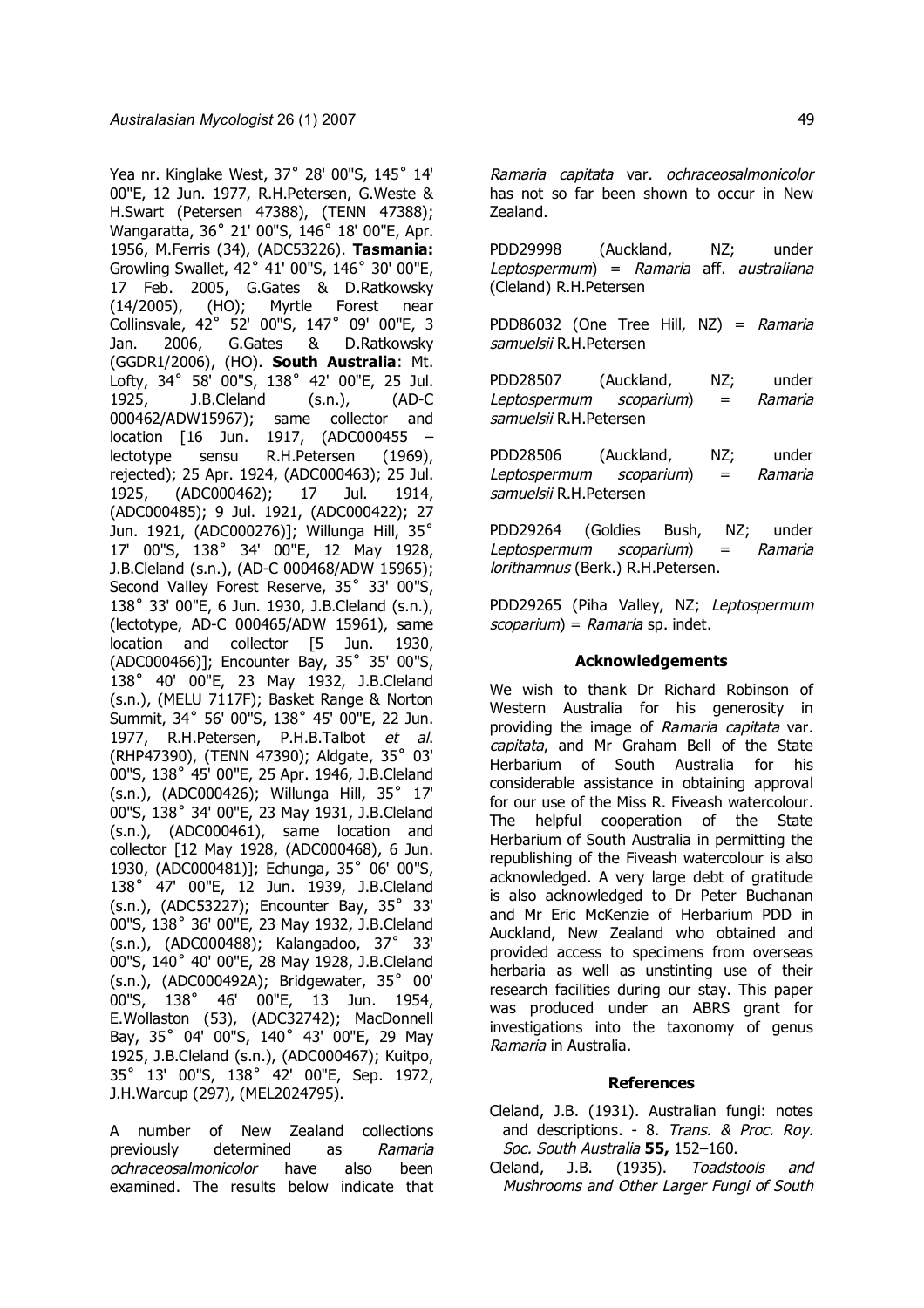Yea nr. Kinglake West, 37˚ 28' 00"S, 145˚ 14' 00"E, 12 Jun. 1977, R.H.Petersen, G.Weste & H.Swart (Petersen 47388), (TENN 47388); Wangaratta, 36˚ 21' 00"S, 146˚ 18' 00"E, Apr. 1956, M.Ferris (34), (ADC53226). **Tasmania:** Growling Swallet, 42˚ 41' 00"S, 146˚ 30' 00"E, 17 Feb. 2005, G.Gates & D.Ratkowsky (14/2005), (HO); Myrtle Forest near Collinsvale, 42˚ 52' 00"S, 147˚ 09' 00"E, 3 Jan. 2006, G.Gates & D.Ratkowsky (GGDR1/2006), (HO). **South Australia**: Mt. Lofty, 34˚ 58' 00"S, 138˚ 42' 00"E, 25 Jul. 1925, J.B.Cleland (s.n.), (AD-C 000462/ADW15967); same collector and location [16 Jun. 1917, (ADC000455 – lectotype sensu R.H.Petersen (1969), rejected); 25 Apr. 1924, (ADC000463); 25 Jul. 1925, (ADC000462); 17 Jul. 1914, (ADC000485); 9 Jul. 1921, (ADC000422); 27 Jun. 1921, (ADC000276)]; Willunga Hill, 35˚ 17' 00"S, 138˚ 34' 00"E, 12 May 1928, J.B.Cleland (s.n.), (AD-C 000468/ADW 15965); Second Valley Forest Reserve, 35˚ 33' 00"S, 138˚ 33' 00"E, 6 Jun. 1930, J.B.Cleland (s.n.), (lectotype, AD-C 000465/ADW 15961), same location and collector [5 Jun. 1930, (ADC000466)]; Encounter Bay, 35˚ 35' 00"S, 138˚ 40' 00"E, 23 May 1932, J.B.Cleland (s.n.), (MELU 7117F); Basket Range & Norton Summit, 34˚ 56' 00"S, 138˚ 45' 00"E, 22 Jun. 1977, R.H.Petersen, P.H.B.Talbot *et al*. (RHP47390), (TENN 47390); Aldgate, 35˚ 03' 00"S, 138˚ 45' 00"E, 25 Apr. 1946, J.B.Cleland (s.n.), (ADC000426); Willunga Hill, 35˚ 17' 00"S, 138˚ 34' 00"E, 23 May 1931, J.B.Cleland (s.n.), (ADC000461), same location and collector [12 May 1928, (ADC000468), 6 Jun. 1930, (ADC000481)]; Echunga, 35˚ 06' 00"S, 138˚ 47' 00"E, 12 Jun. 1939, J.B.Cleland (s.n.), (ADC53227); Encounter Bay, 35˚ 33' 00"S, 138˚ 36' 00"E, 23 May 1932, J.B.Cleland (s.n.), (ADC000488); Kalangadoo, 37˚ 33' 00"S, 140˚ 40' 00"E, 28 May 1928, J.B.Cleland (s.n.), (ADC000492A); Bridgewater, 35˚ 00' 00"S, 138˚ 46' 00"E, 13 Jun. 1954, E.Wollaston (53), (ADC32742); MacDonnell Bay, 35˚ 04' 00"S, 140˚ 43' 00"E, 29 May 1925, J.B.Cleland (s.n.), (ADC000467); Kuitpo, 35˚ 13' 00"S, 138˚ 42' 00"E, Sep. 1972, J.H.Warcup (297), (MEL2024795).

A number of New Zealand collections previously determined as *Ramaria ochraceosalmonicolor* have also been examined. The results below indicate that *Ramaria capitata* var. *ochraceosalmonicolor* has not so far been shown to occur in New Zealand.

PDD29998 (Auckland, NZ; under *Leptospermum*) = *Ramaria* aff. *australiana* (Cleland) R.H.Petersen

PDD86032 (One Tree Hill, NZ) = *Ramaria samuelsii* R.H.Petersen

PDD28507 (Auckland, NZ; under *Leptospermum scoparium*) = *Ramaria samuelsii* R.H.Petersen

PDD28506 (Auckland, NZ; under *Leptospermum scoparium*) = *Ramaria samuelsii* R.H.Petersen

PDD29264 (Goldies Bush, NZ; under *Leptospermum scoparium*) = *Ramaria lorithamnus* (Berk.) R.H.Petersen.

PDD29265 (Piha Valley, NZ; *Leptospermum scoparium*) = *Ramaria* sp. indet.

## Acknowledgements

We wish to thank Dr Richard Robinson of Western Australia for his generosity in providing the image of *Ramaria capitata* var. *capitata*, and Mr Graham Bell of the State Herbarium of South Australia for his considerable assistance in obtaining approval for our use of the Miss R. Fiveash watercolour. The helpful cooperation of the State Herbarium of South Australia in permitting the republishing of the Fiveash watercolour is also acknowledged. A very large debt of gratitude is also acknowledged to Dr Peter Buchanan and Mr Eric McKenzie of Herbarium PDD in Auckland, New Zealand who obtained and provided access to specimens from overseas herbaria as well as unstinting use of their research facilities during our stay. This paper was produced under an ABRS grant for investigations into the taxonomy of genus *Ramaria* in Australia.

## References

Cleland, J.B. (1931). Australian fungi: notes and descriptions. - 8. *Trans. & Proc. Roy. Soc. South Australia* **55,** 152–160.

Cleland, J.B. (1935). *Toadstools and Mushrooms and Other Larger Fungi of South*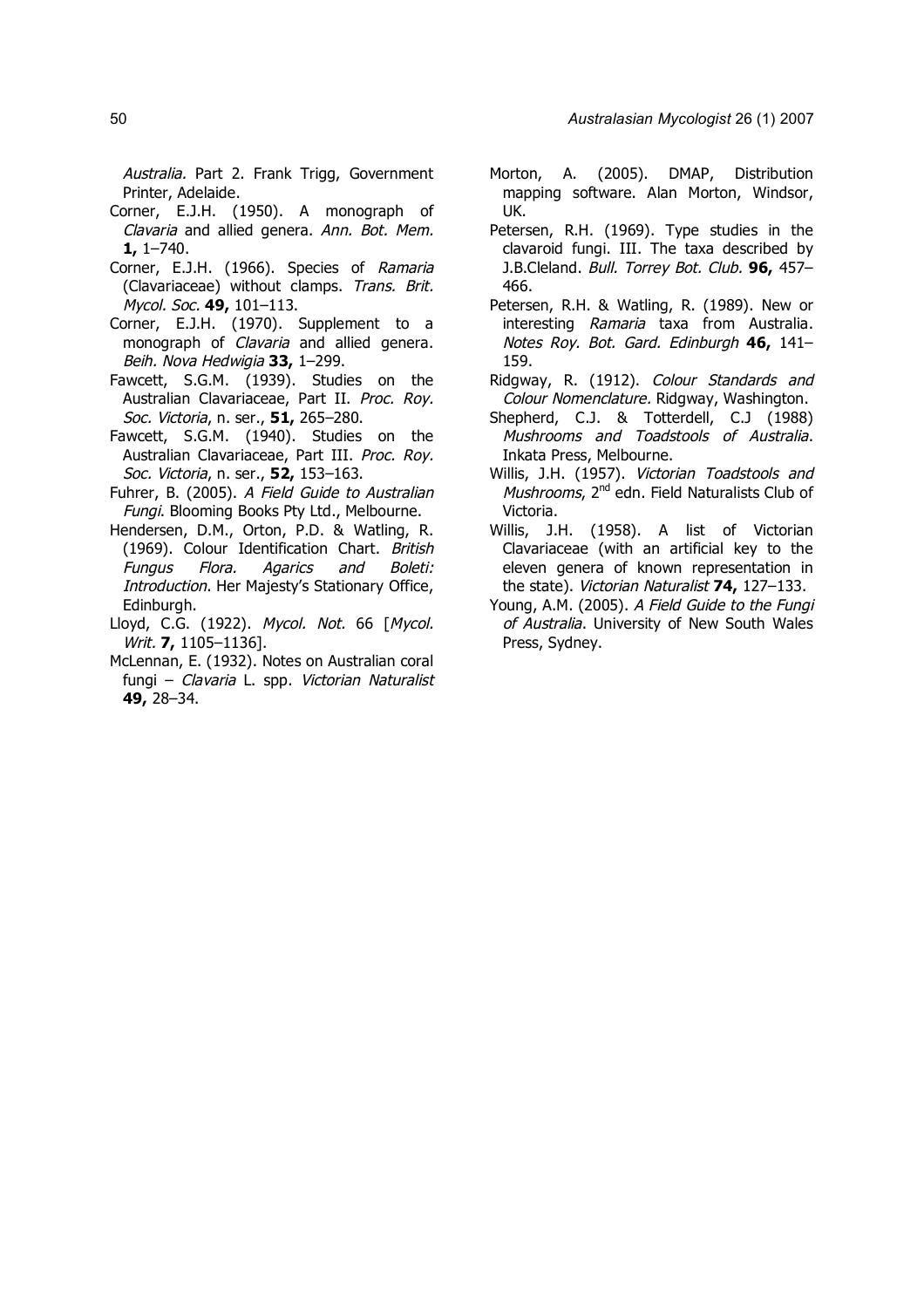*Australia.* Part 2. Frank Trigg, Government Printer, Adelaide.

Corner, E.J.H. (1950). A monograph of *Clavaria* and allied genera. *Ann. Bot. Mem.* **1,** 1–740.

Corner, E.J.H. (1966). Species of *Ramaria* (Clavariaceae) without clamps. *Trans. Brit. Mycol. Soc.* **49,** 101–113.

Corner, E.J.H. (1970). Supplement to a monograph of *Clavaria* and allied genera. *Beih. Nova Hedwigia* **33,** 1–299.

Fawcett, S.G.M. (1939). Studies on the Australian Clavariaceae, Part II. *Proc. Roy. Soc. Victoria*, n. ser., **51,** 265–280.

Fawcett, S.G.M. (1940). Studies on the Australian Clavariaceae, Part III. *Proc. Roy. Soc. Victoria*, n. ser., **52,** 153–163.

Fuhrer, B. (2005). *A Field Guide to Australian Fungi*. Blooming Books Pty Ltd., Melbourne.

Hendersen, D.M., Orton, P.D. & Watling, R. (1969). Colour Identification Chart. *British Fungus Flora. Agarics and Boleti: Introduction*. Her Majesty's Stationary Office, Edinburgh.

Lloyd, C.G. (1922). *Mycol. Not.* 66 [*Mycol. Writ.* **7,** 1105–1136].

McLennan, E. (1932). Notes on Australian coral fungi – *Clavaria* L. spp. *Victorian Naturalist* **49,** 28–34.

Morton, A. (2005). DMAP, Distribution mapping software. Alan Morton, Windsor, UK.

Petersen, R.H. (1969). Type studies in the clavaroid fungi. III. The taxa described by J.B.Cleland. *Bull. Torrey Bot. Club.* **96,** 457–466.

Petersen, R.H. & Watling, R. (1989). New or interesting *Ramaria* taxa from Australia. *Notes Roy. Bot. Gard. Edinburgh* **46,** 141–159.

Ridgway, R. (1912). *Colour Standards and Colour Nomenclature.* Ridgway, Washington.

Shepherd, C.J. & Totterdell, C.J (1988) *Mushrooms and Toadstools of Australia*. Inkata Press, Melbourne.

Willis, J.H. (1957). *Victorian Toadstools and Mushrooms*, 2nd edn. Field Naturalists Club of Victoria.

Willis, J.H. (1958). A list of Victorian Clavariaceae (with an artificial key to the eleven genera of known representation in the state). *Victorian Naturalist* **74,** 127–133.

Young, A.M. (2005). *A Field Guide to the Fungi of Australia*. University of New South Wales Press, Sydney.